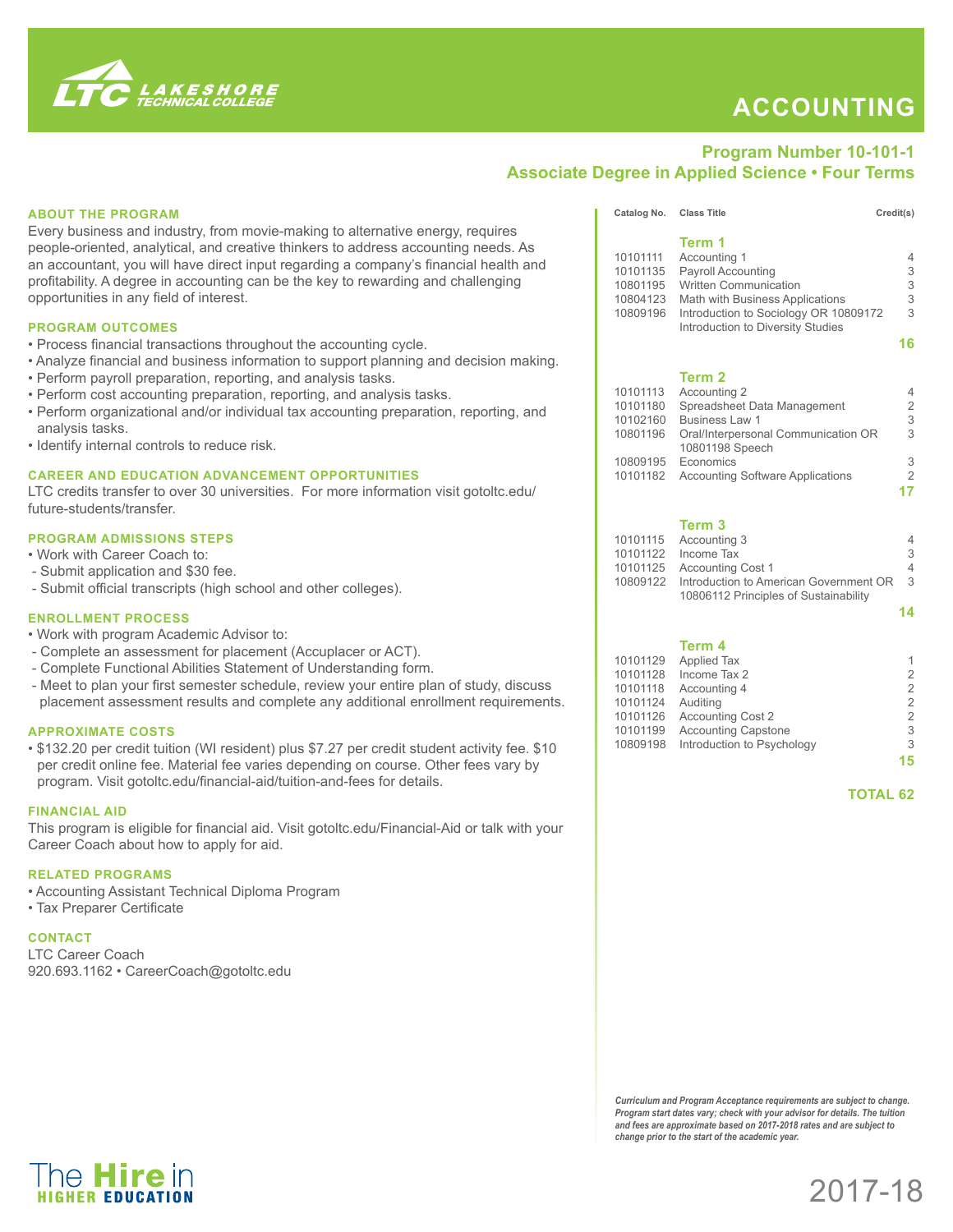# ACCOUNTING

LAKESHORE TECHNICAL COLLEGE

## Program Number 10-101-1
## Associate Degree in Applied Science • Four Terms

### ABOUT THE PROGRAM

Every business and industry, from movie-making to alternative energy, requires people-oriented, analytical, and creative thinkers to address accounting needs. As an accountant, you will have direct input regarding a company's financial health and profitability. A degree in accounting can be the key to rewarding and challenging opportunities in any field of interest.

### PROGRAM OUTCOMES

- Process financial transactions throughout the accounting cycle.
- Analyze financial and business information to support planning and decision making.
- Perform payroll preparation, reporting, and analysis tasks.
- Perform cost accounting preparation, reporting, and analysis tasks.
- Perform organizational and/or individual tax accounting preparation, reporting, and analysis tasks.
- Identify internal controls to reduce risk.

### CAREER AND EDUCATION ADVANCEMENT OPPORTUNITIES

LTC credits transfer to over 30 universities. For more information visit gotoltc.edu/future-students/transfer.

### PROGRAM ADMISSIONS STEPS

- Work with Career Coach to:
  - Submit application and $30 fee.
  - Submit official transcripts (high school and other colleges).

### ENROLLMENT PROCESS

- Work with program Academic Advisor to:
  - Complete an assessment for placement (Accuplacer or ACT).
  - Complete Functional Abilities Statement of Understanding form.
  - Meet to plan your first semester schedule, review your entire plan of study, discuss placement assessment results and complete any additional enrollment requirements.

### APPROXIMATE COSTS

- $132.20 per credit tuition (WI resident) plus $7.27 per credit student activity fee. $10 per credit online fee. Material fee varies depending on course. Other fees vary by program. Visit gotoltc.edu/financial-aid/tuition-and-fees for details.

### FINANCIAL AID

This program is eligible for financial aid. Visit gotoltc.edu/Financial-Aid or talk with your Career Coach about how to apply for aid.

### RELATED PROGRAMS

- Accounting Assistant Technical Diploma Program
- Tax Preparer Certificate

### CONTACT

LTC Career Coach
920.693.1162 • CareerCoach@gotoltc.edu

| Catalog No. | Class Title | Credit(s) |
|---|---|---|
| | **Term 1** | |
| 10101111 | Accounting 1 | 4 |
| 10101135 | Payroll Accounting | 3 |
| 10801195 | Written Communication | 3 |
| 10804123 | Math with Business Applications | 3 |
| 10809196 | Introduction to Sociology OR 10809172 Introduction to Diversity Studies | 3 |
| | | **16** |
| | **Term 2** | |
| 10101113 | Accounting 2 | 4 |
| 10101180 | Spreadsheet Data Management | 2 |
| 10102160 | Business Law 1 | 3 |
| 10801196 | Oral/Interpersonal Communication OR 10801198 Speech | 3 |
| 10809195 | Economics | 3 |
| 10101182 | Accounting Software Applications | 2 |
| | | **17** |
| | **Term 3** | |
| 10101115 | Accounting 3 | 4 |
| 10101122 | Income Tax | 3 |
| 10101125 | Accounting Cost 1 | 4 |
| 10809122 | Introduction to American Government OR 10806112 Principles of Sustainability | 3 |
| | | **14** |
| | **Term 4** | |
| 10101129 | Applied Tax | 1 |
| 10101128 | Income Tax 2 | 2 |
| 10101118 | Accounting 4 | 2 |
| 10101124 | Auditing | 2 |
| 10101126 | Accounting Cost 2 | 2 |
| 10101199 | Accounting Capstone | 3 |
| 10809198 | Introduction to Psychology | 3 |
| | | **15** |
| | | **TOTAL 62** |

*Curriculum and Program Acceptance requirements are subject to change. Program start dates vary; check with your advisor for details. The tuition and fees are approximate based on 2017-2018 rates and are subject to change prior to the start of the academic year.*

The Hire in HIGHER EDUCATION

2017-18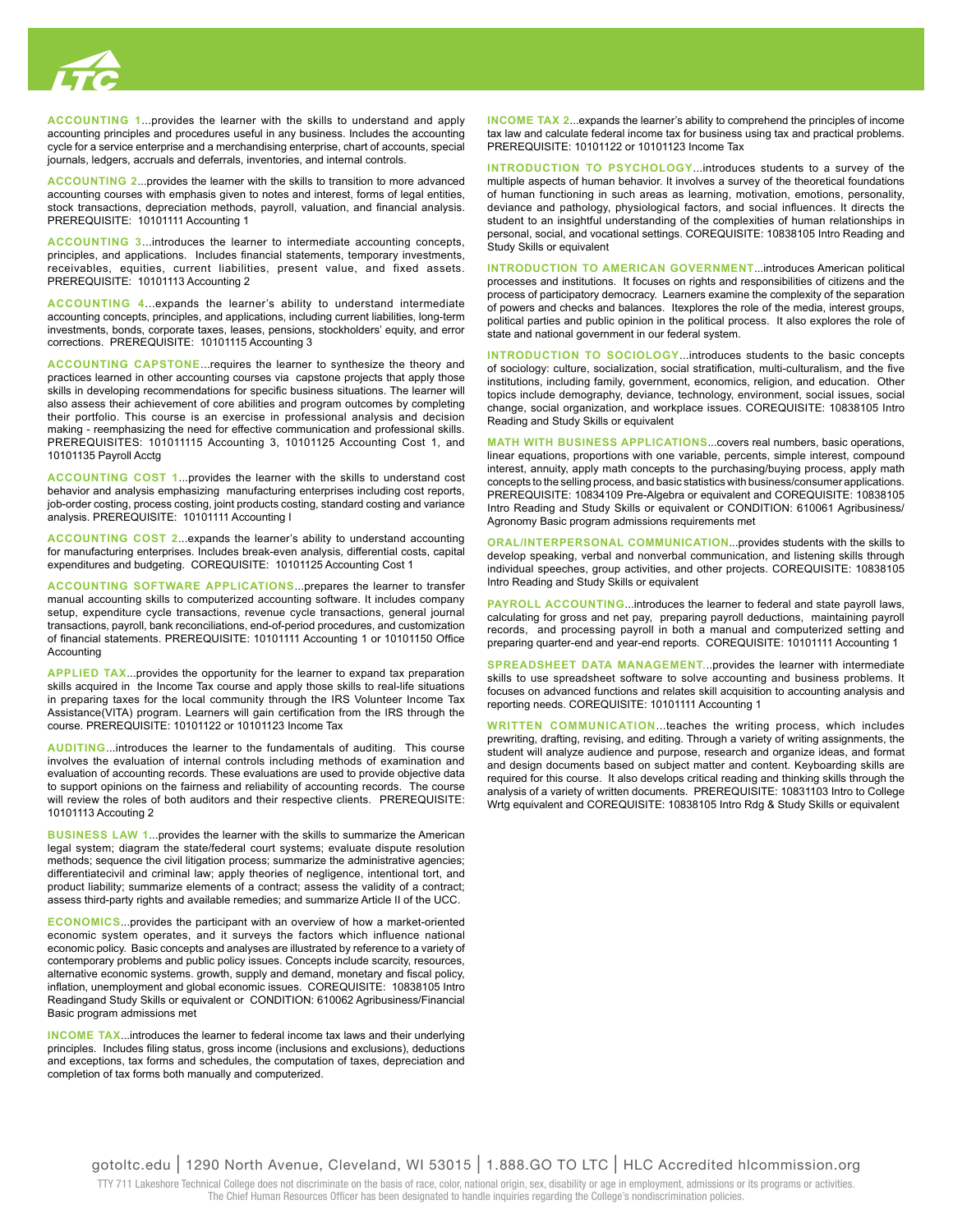**ACCOUNTING 1**...provides the learner with the skills to understand and apply accounting principles and procedures useful in any business. Includes the accounting cycle for a service enterprise and a merchandising enterprise, chart of accounts, special journals, ledgers, accruals and deferrals, inventories, and internal controls.

**ACCOUNTING 2**...provides the learner with the skills to transition to more advanced accounting courses with emphasis given to notes and interest, forms of legal entities, stock transactions, depreciation methods, payroll, valuation, and financial analysis. PREREQUISITE: 10101111 Accounting 1

**ACCOUNTING 3**...introduces the learner to intermediate accounting concepts, principles, and applications. Includes financial statements, temporary investments, receivables, equities, current liabilities, present value, and fixed assets. PREREQUISITE: 10101113 Accounting 2

**ACCOUNTING 4**...expands the learner's ability to understand intermediate accounting concepts, principles, and applications, including current liabilities, long-term investments, bonds, corporate taxes, leases, pensions, stockholders' equity, and error corrections. PREREQUISITE: 10101115 Accounting 3

**ACCOUNTING CAPSTONE**...requires the learner to synthesize the theory and practices learned in other accounting courses via capstone projects that apply those skills in developing recommendations for specific business situations. The learner will also assess their achievement of core abilities and program outcomes by completing their portfolio. This course is an exercise in professional analysis and decision making - reemphasizing the need for effective communication and professional skills. PREREQUISITES: 101011115 Accounting 3, 10101125 Accounting Cost 1, and 10101135 Payroll Acctg

**ACCOUNTING COST 1**...provides the learner with the skills to understand cost behavior and analysis emphasizing manufacturing enterprises including cost reports, job-order costing, process costing, joint products costing, standard costing and variance analysis. PREREQUISITE: 10101111 Accounting I

**ACCOUNTING COST 2**...expands the learner's ability to understand accounting for manufacturing enterprises. Includes break-even analysis, differential costs, capital expenditures and budgeting. COREQUISITE: 10101125 Accounting Cost 1

**ACCOUNTING SOFTWARE APPLICATIONS**...prepares the learner to transfer manual accounting skills to computerized accounting software. It includes company setup, expenditure cycle transactions, revenue cycle transactions, general journal transactions, payroll, bank reconciliations, end-of-period procedures, and customization of financial statements. PREREQUISITE: 10101111 Accounting 1 or 10101150 Office Accounting

**APPLIED TAX**...provides the opportunity for the learner to expand tax preparation skills acquired in the Income Tax course and apply those skills to real-life situations in preparing taxes for the local community through the IRS Volunteer Income Tax Assistance(VITA) program. Learners will gain certification from the IRS through the course. PREREQUISITE: 10101122 or 10101123 Income Tax

**AUDITING**...introduces the learner to the fundamentals of auditing. This course involves the evaluation of internal controls including methods of examination and evaluation of accounting records. These evaluations are used to provide objective data to support opinions on the fairness and reliability of accounting records. The course will review the roles of both auditors and their respective clients. PREREQUISITE: 10101113 Accouting 2

**BUSINESS LAW 1**...provides the learner with the skills to summarize the American legal system; diagram the state/federal court systems; evaluate dispute resolution methods; sequence the civil litigation process; summarize the administrative agencies; differentiatecivil and criminal law; apply theories of negligence, intentional tort, and product liability; summarize elements of a contract; assess the validity of a contract; assess third-party rights and available remedies; and summarize Article II of the UCC.

**ECONOMICS**...provides the participant with an overview of how a market-oriented economic system operates, and it surveys the factors which influence national economic policy. Basic concepts and analyses are illustrated by reference to a variety of contemporary problems and public policy issues. Concepts include scarcity, resources, alternative economic systems. growth, supply and demand, monetary and fiscal policy, inflation, unemployment and global economic issues. COREQUISITE: 10838105 Intro Readingand Study Skills or equivalent or CONDITION: 610062 Agribusiness/Financial Basic program admissions met

**INCOME TAX**...introduces the learner to federal income tax laws and their underlying principles. Includes filing status, gross income (inclusions and exclusions), deductions and exceptions, tax forms and schedules, the computation of taxes, depreciation and completion of tax forms both manually and computerized.

**INCOME TAX 2**...expands the learner's ability to comprehend the principles of income tax law and calculate federal income tax for business using tax and practical problems. PREREQUISITE: 10101122 or 10101123 Income Tax

**INTRODUCTION TO PSYCHOLOGY**...introduces students to a survey of the multiple aspects of human behavior. It involves a survey of the theoretical foundations of human functioning in such areas as learning, motivation, emotions, personality, deviance and pathology, physiological factors, and social influences. It directs the student to an insightful understanding of the complexities of human relationships in personal, social, and vocational settings. COREQUISITE: 10838105 Intro Reading and Study Skills or equivalent

**INTRODUCTION TO AMERICAN GOVERNMENT**...introduces American political processes and institutions. It focuses on rights and responsibilities of citizens and the process of participatory democracy. Learners examine the complexity of the separation of powers and checks and balances. Itexplores the role of the media, interest groups, political parties and public opinion in the political process. It also explores the role of state and national government in our federal system.

**INTRODUCTION TO SOCIOLOGY**...introduces students to the basic concepts of sociology: culture, socialization, social stratification, multi-culturalism, and the five institutions, including family, government, economics, religion, and education. Other topics include demography, deviance, technology, environment, social issues, social change, social organization, and workplace issues. COREQUISITE: 10838105 Intro Reading and Study Skills or equivalent

**MATH WITH BUSINESS APPLICATIONS**...covers real numbers, basic operations, linear equations, proportions with one variable, percents, simple interest, compound interest, annuity, apply math concepts to the purchasing/buying process, apply math concepts to the selling process, and basic statistics with business/consumer applications. PREREQUISITE: 10834109 Pre-Algebra or equivalent and COREQUISITE: 10838105 Intro Reading and Study Skills or equivalent or CONDITION: 610061 Agribusiness/ Agronomy Basic program admissions requirements met

**ORAL/INTERPERSONAL COMMUNICATION**...provides students with the skills to develop speaking, verbal and nonverbal communication, and listening skills through individual speeches, group activities, and other projects. COREQUISITE: 10838105 Intro Reading and Study Skills or equivalent

**PAYROLL ACCOUNTING**...introduces the learner to federal and state payroll laws, calculating for gross and net pay, preparing payroll deductions, maintaining payroll records, and processing payroll in both a manual and computerized setting and preparing quarter-end and year-end reports. COREQUISITE: 10101111 Accounting 1

**SPREADSHEET DATA MANAGEMENT**...provides the learner with intermediate skills to use spreadsheet software to solve accounting and business problems. It focuses on advanced functions and relates skill acquisition to accounting analysis and reporting needs. COREQUISITE: 10101111 Accounting 1

**WRITTEN COMMUNICATION**...teaches the writing process, which includes prewriting, drafting, revising, and editing. Through a variety of writing assignments, the student will analyze audience and purpose, research and organize ideas, and format and design documents based on subject matter and content. Keyboarding skills are required for this course. It also develops critical reading and thinking skills through the analysis of a variety of written documents. PREREQUISITE: 10831103 Intro to College Wrtg equivalent and COREQUISITE: 10838105 Intro Rdg & Study Skills or equivalent

gotoltc.edu | 1290 North Avenue, Cleveland, WI 53015 | 1.888.GO TO LTC | HLC Accredited hlcommission.org

TTY 711 Lakeshore Technical College does not discriminate on the basis of race, color, national origin, sex, disability or age in employment, admissions or its programs or activities. The Chief Human Resources Officer has been designated to handle inquiries regarding the College's nondiscrimination policies.